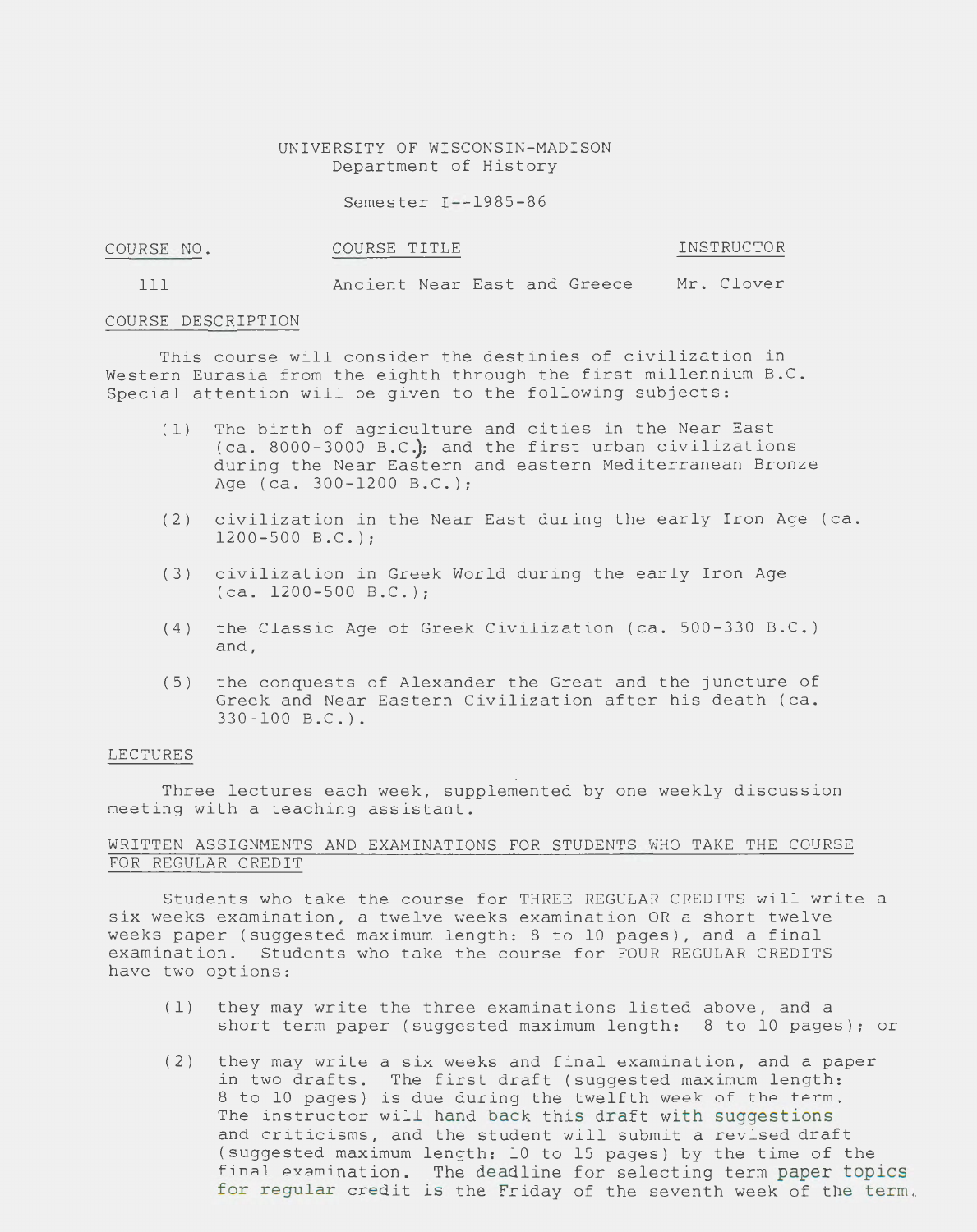UNIVERSITY OF WISCONSIN-MADISON
Department of History

Semester I--1985-86

| COURSE NO. | COURSE TITLE | INSTRUCTOR |
| --- | --- | --- |
| 111 | Ancient Near East and Greece | Mr. Clover |

## COURSE DESCRIPTION

This course will consider the destinies of civilization in Western Eurasia from the eighth through the first millennium B.C. Special attention will be given to the following subjects:

(1) The birth of agriculture and cities in the Near East (ca. 8000-3000 B.C.); and the first urban civilizations during the Near Eastern and eastern Mediterranean Bronze Age (ca. 300-1200 B.C.);

(2) civilization in the Near East during the early Iron Age (ca. 1200-500 B.C.);

(3) civilization in Greek World during the early Iron Age (ca. 1200-500 B.C.);

(4) the Classic Age of Greek Civilization (ca. 500-330 B.C.) and,

(5) the conquests of Alexander the Great and the juncture of Greek and Near Eastern Civilization after his death (ca. 330-100 B.C.).

## LECTURES

Three lectures each week, supplemented by one weekly discussion meeting with a teaching assistant.

## WRITTEN ASSIGNMENTS AND EXAMINATIONS FOR STUDENTS WHO TAKE THE COURSE FOR REGULAR CREDIT

Students who take the course for THREE REGULAR CREDITS will write a six weeks examination, a twelve weeks examination OR a short twelve weeks paper (suggested maximum length: 8 to 10 pages), and a final examination. Students who take the course for FOUR REGULAR CREDITS have two options:

(1) they may write the three examinations listed above, and a short term paper (suggested maximum length: 8 to 10 pages); or

(2) they may write a six weeks and final examination, and a paper in two drafts. The first draft (suggested maximum length: 8 to 10 pages) is due during the twelfth week of the term. The instructor will hand back this draft with suggestions and criticisms, and the student will submit a revised draft (suggested maximum length: 10 to 15 pages) by the time of the final examination. The deadline for selecting term paper topics for regular credit is the Friday of the seventh week of the term.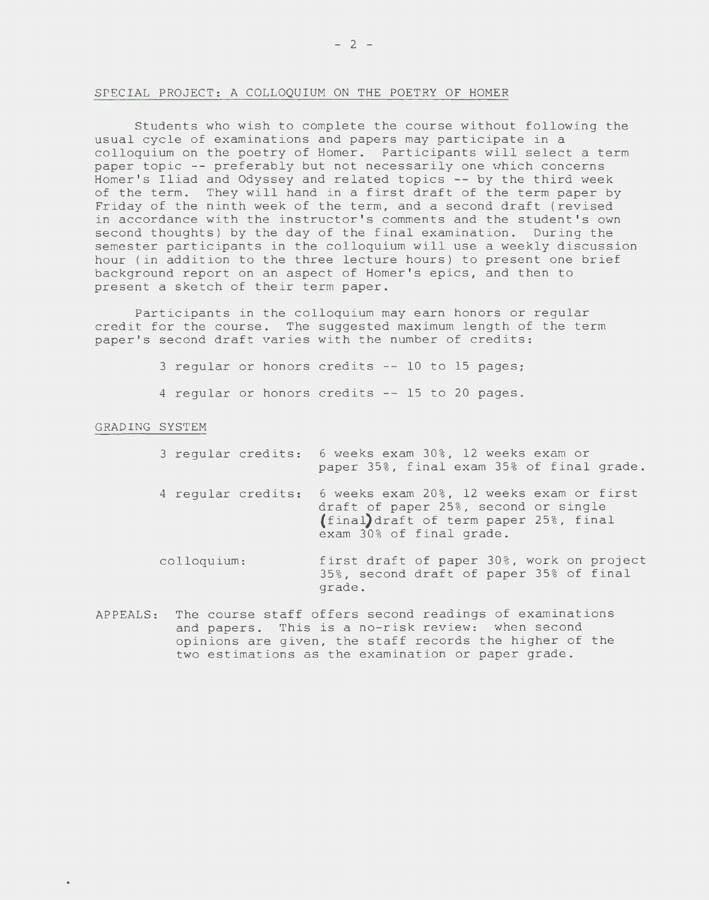## SPECIAL PROJECT: A COLLOQUIUM ON THE POETRY OF HOMER

Students who wish to complete the course without following the usual cycle of examinations and papers may participate in a colloquium on the poetry of Homer. Participants will select a term paper topic -- preferably but not necessarily one which concerns Homer's Iliad and Odyssey and related topics -- by the third week of the term. They will hand in a first draft of the term paper by Friday of the ninth week of the term, and a second draft (revised in accordance with the instructor's comments and the student's own second thoughts) by the day of the final examination. During the semester participants in the colloquium will use a weekly discussion hour (in addition to the three lecture hours) to present one brief background report on an aspect of Homer's epics, and then to present a sketch of their term paper.

Participants in the colloquium may earn honors or regular credit for the course. The suggested maximum length of the term paper's second draft varies with the number of credits:

- 3 regular or honors credits -- 10 to 15 pages;
- 4 regular or honors credits -- 15 to 20 pages.

## GRADING SYSTEM

| | |
|---|---|
| 3 regular credits: | 6 weeks exam 30%, 12 weeks exam or paper 35%, final exam 35% of final grade. |
| 4 regular credits: | 6 weeks exam 20%, 12 weeks exam or first draft of paper 25%, second or single (final) draft of term paper 25%, final exam 30% of final grade. |
| colloquium: | first draft of paper 30%, work on project 35%, second draft of paper 35% of final grade. |

APPEALS: The course staff offers second readings of examinations and papers. This is a no-risk review: when second opinions are given, the staff records the higher of the two estimations as the examination or paper grade.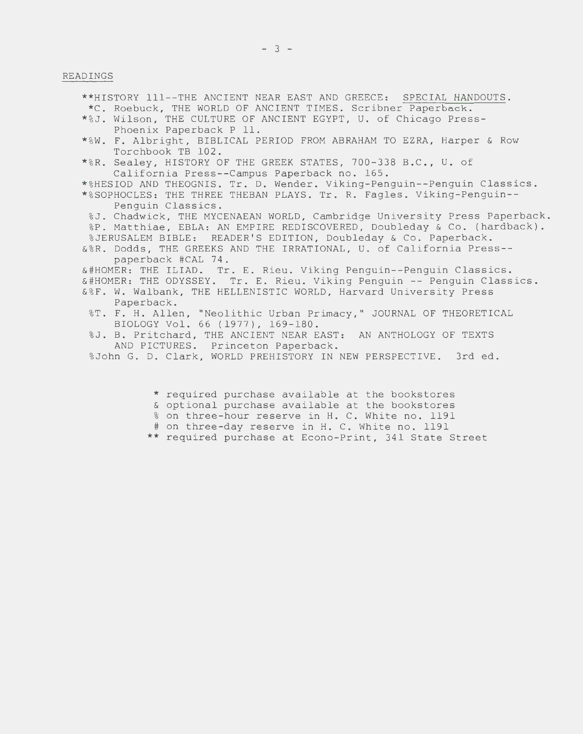## READINGS

- **HISTORY 111--THE ANCIENT NEAR EAST AND GREECE: SPECIAL HANDOUTS.
- *C. Roebuck, THE WORLD OF ANCIENT TIMES. Scribner Paperback.
- *%J. Wilson, THE CULTURE OF ANCIENT EGYPT, U. of Chicago Press- Phoenix Paperback P 11.
- *%W. F. Albright, BIBLICAL PERIOD FROM ABRAHAM TO EZRA, Harper & Row Torchbook TB 102.
- *%R. Sealey, HISTORY OF THE GREEK STATES, 700-338 B.C., U. of California Press--Campus Paperback no. 165.
- *%HESIOD AND THEOGNIS. Tr. D. Wender. Viking-Penguin--Penguin Classics.
- *%SOPHOCLES: THE THREE THEBAN PLAYS. Tr. R. Fagles. Viking-Penguin-- Penguin Classics.
- %J. Chadwick, THE MYCENAEAN WORLD, Cambridge University Press Paperback.
- %P. Matthiae, EBLA: AN EMPIRE REDISCOVERED, Doubleday & Co. (hardback).
- %JERUSALEM BIBLE: READER'S EDITION, Doubleday & Co. Paperback.
- &%R. Dodds, THE GREEKS AND THE IRRATIONAL, U. of California Press-- paperback #CAL 74.
- &#HOMER: THE ILIAD. Tr. E. Rieu. Viking Penguin--Penguin Classics.
- &#HOMER: THE ODYSSEY. Tr. E. Rieu. Viking Penguin -- Penguin Classics.
- &%F. W. Walbank, THE HELLENISTIC WORLD, Harvard University Press Paperback.
- %T. F. H. Allen, "Neolithic Urban Primacy," JOURNAL OF THEORETICAL BIOLOGY Vol. 66 (1977), 169-180.
- %J. B. Pritchard, THE ANCIENT NEAR EAST: AN ANTHOLOGY OF TEXTS AND PICTURES. Princeton Paperback.
- %John G. D. Clark, WORLD PREHISTORY IN NEW PERSPECTIVE. 3rd ed.

\* required purchase available at the bookstores
& optional purchase available at the bookstores
% on three-hour reserve in H. C. White no. 1191
\# on three-day reserve in H. C. White no. 1191
\** required purchase at Econo-Print, 341 State Street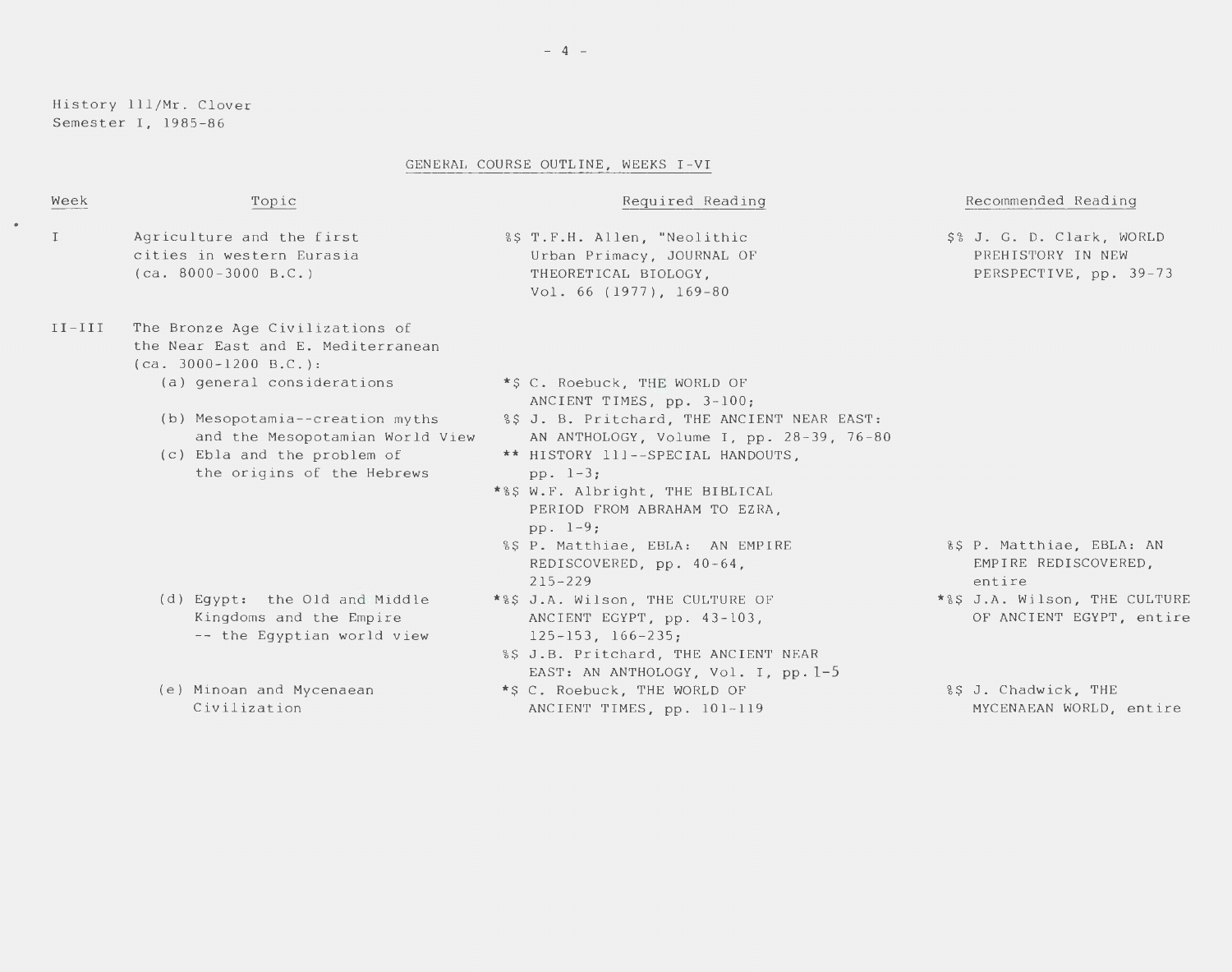History 111/Mr. Clover
Semester I, 1985-86

## GENERAL COURSE OUTLINE, WEEKS I-VI

| Week | Topic | Required Reading | Recommended Reading |
|---|---|---|---|
| I | Agriculture and the first cities in western Eurasia (ca. 8000-3000 B.C.) | %$ T.F.H. Allen, "Neolithic Urban Primacy, JOURNAL OF THEORETICAL BIOLOGY, Vol. 66 (1977), 169-80 | $% J. G. D. Clark, WORLD PREHISTORY IN NEW PERSPECTIVE, pp. 39-73 |
| II-III | The Bronze Age Civilizations of the Near East and E. Mediterranean (ca. 3000-1200 B.C.): | | |
| | (a) general considerations | *$ C. Roebuck, THE WORLD OF ANCIENT TIMES, pp. 3-100; | |
| | (b) Mesopotamia--creation myths and the Mesopotamian World View | %$ J. B. Pritchard, THE ANCIENT NEAR EAST: AN ANTHOLOGY, Volume I, pp. 28-39, 76-80 | |
| | (c) Ebla and the problem of the origins of the Hebrews | ** HISTORY 111--SPECIAL HANDOUTS, pp. 1-3; | |
| | | *%$ W.F. Albright, THE BIBLICAL PERIOD FROM ABRAHAM TO EZRA, pp. 1-9; | |
| | | %$ P. Matthiae, EBLA: AN EMPIRE REDISCOVERED, pp. 40-64, 215-229 | %$ P. Matthiae, EBLA: AN EMPIRE REDISCOVERED, entire |
| | (d) Egypt: the Old and Middle Kingdoms and the Empire -- the Egyptian world view | *%$ J.A. Wilson, THE CULTURE OF ANCIENT EGYPT, pp. 43-103, 125-153, 166-235; | *%$ J.A. Wilson, THE CULTURE OF ANCIENT EGYPT, entire |
| | | %$ J.B. Pritchard, THE ANCIENT NEAR EAST: AN ANTHOLOGY, Vol. I, pp. 1-5 | |
| | (e) Minoan and Mycenaean Civilization | *$ C. Roebuck, THE WORLD OF ANCIENT TIMES, pp. 101-119 | %$ J. Chadwick, THE MYCENAEAN WORLD, entire |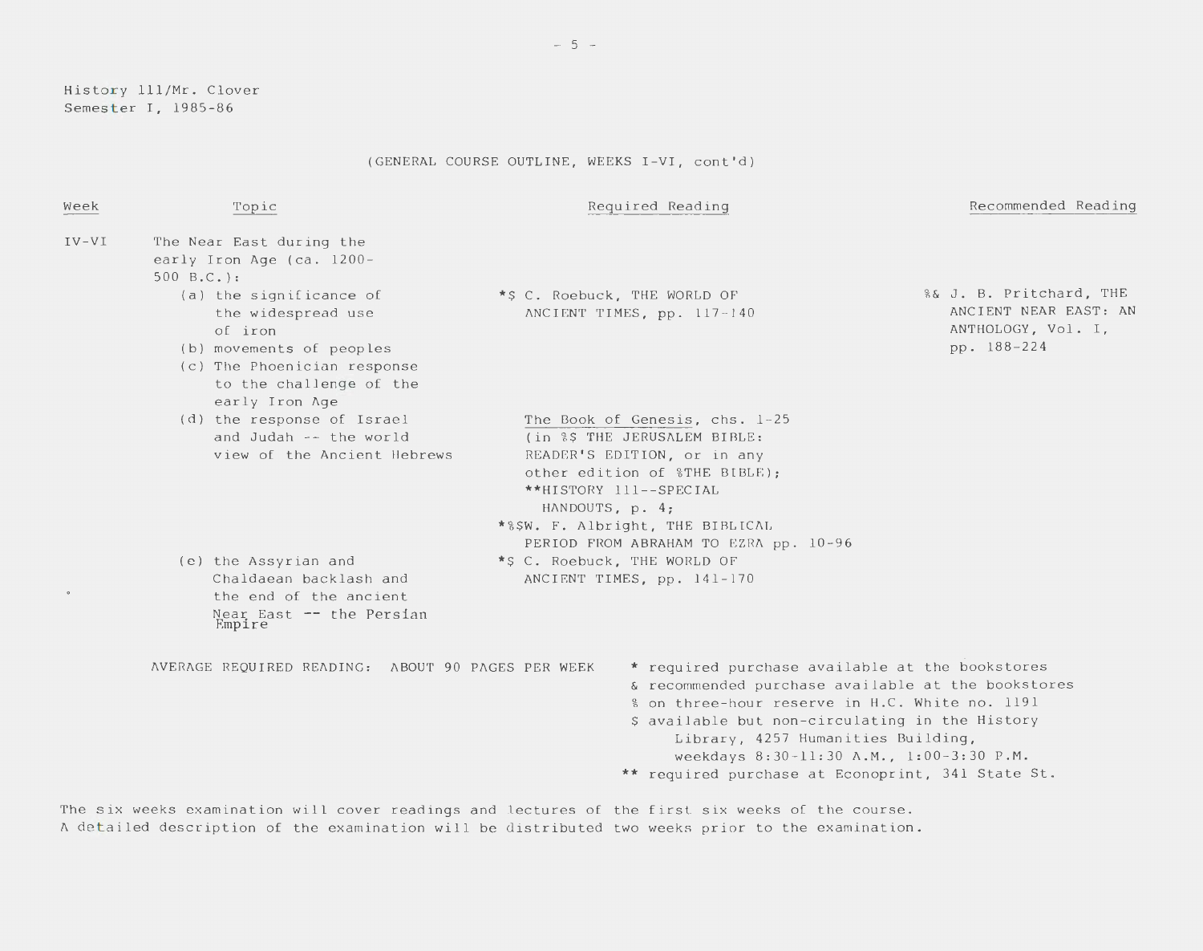History 111/Mr. Clover
Semester I, 1985-86

(GENERAL COURSE OUTLINE, WEEKS I-VI, cont'd)

| Week | Topic | Required Reading | Recommended Reading |
|---|---|---|---|
| IV-VI | The Near East during the early Iron Age (ca. 1200-500 B.C.): | | |
| | (a) the significance of the widespread use of iron | *$ C. Roebuck, THE WORLD OF ANCIENT TIMES, pp. 117-140 | %& J. B. Pritchard, THE ANCIENT NEAR EAST: AN ANTHOLOGY, Vol. I, pp. 188-224 |
| | (b) movements of peoples | | |
| | (c) The Phoenician response to the challenge of the early Iron Age | | |
| | (d) the response of Israel and Judah -- the world view of the Ancient Hebrews | The Book of Genesis, chs. 1-25 (in %$ THE JERUSALEM BIBLE: READER'S EDITION, or in any other edition of %THE BIBLE); **HISTORY 111--SPECIAL HANDOUTS, p. 4; *%$W. F. Albright, THE BIBLICAL PERIOD FROM ABRAHAM TO EZRA pp. 10-96 | |
| | (e) the Assyrian and Chaldaean backlash and the end of the ancient Near East -- the Persian Empire | *$ C. Roebuck, THE WORLD OF ANCIENT TIMES, pp. 141-170 | |

AVERAGE REQUIRED READING: ABOUT 90 PAGES PER WEEK

\* required purchase available at the bookstores
& recommended purchase available at the bookstores
% on three-hour reserve in H.C. White no. 1191
$ available but non-circulating in the History Library, 4257 Humanities Building, weekdays 8:30-11:30 A.M., 1:00-3:30 P.M.
** required purchase at Econoprint, 341 State St.

The six weeks examination will cover readings and lectures of the first six weeks of the course. A detailed description of the examination will be distributed two weeks prior to the examination.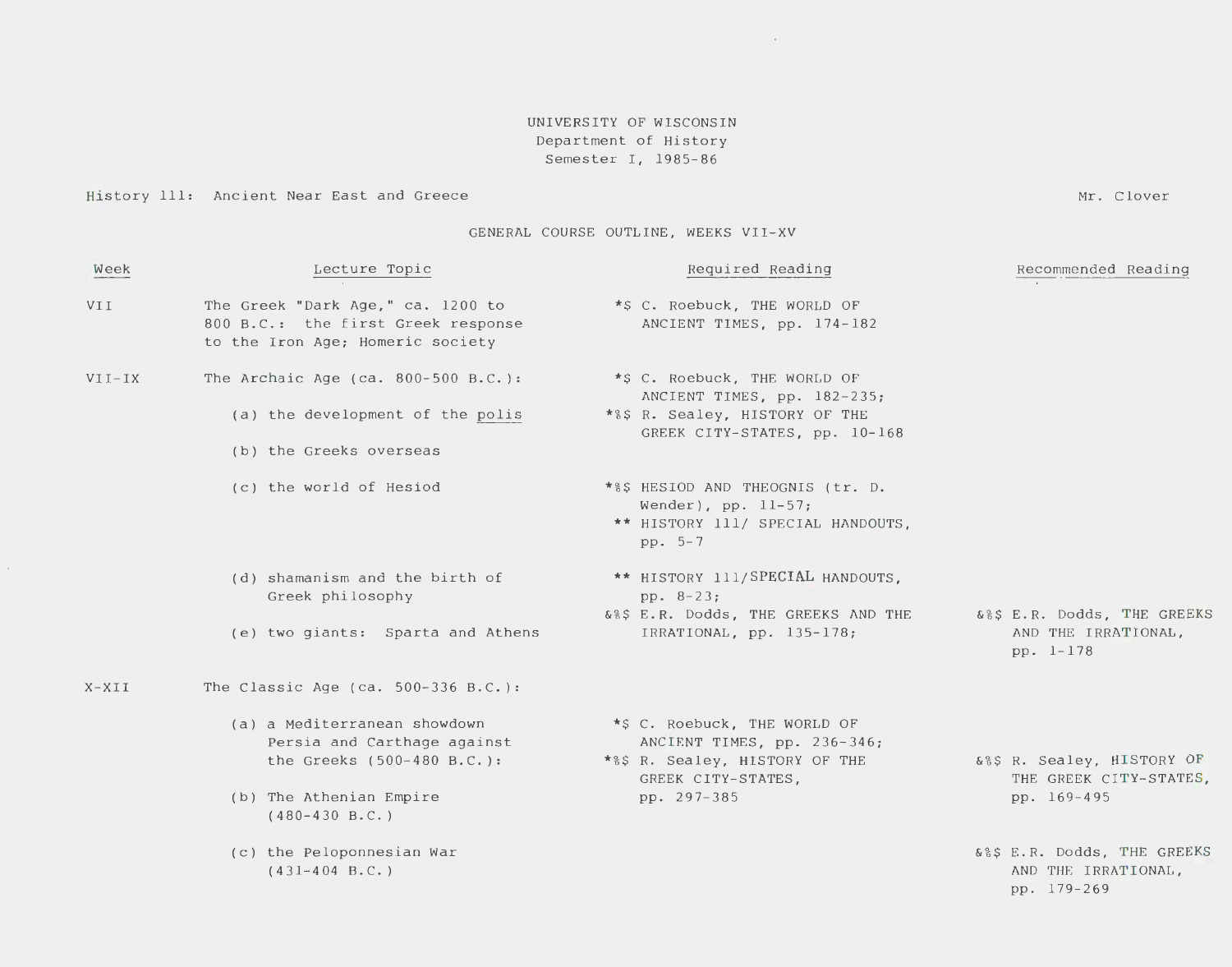UNIVERSITY OF WISCONSIN
Department of History
Semester I, 1985-86

History 111: Ancient Near East and Greece — Mr. Clover

## GENERAL COURSE OUTLINE, WEEKS VII-XV

| Week | Lecture Topic | Required Reading | Recommended Reading |
|---|---|---|---|
| VII | The Greek "Dark Age," ca. 1200 to 800 B.C.: the first Greek response to the Iron Age; Homeric society | *$ C. Roebuck, THE WORLD OF ANCIENT TIMES, pp. 174-182 | |
| VII-IX | The Archaic Age (ca. 800-500 B.C.): | *$ C. Roebuck, THE WORLD OF ANCIENT TIMES, pp. 182-235; | |
| | (a) the development of the polis | *%$ R. Sealey, HISTORY OF THE GREEK CITY-STATES, pp. 10-168 | |
| | (b) the Greeks overseas | | |
| | (c) the world of Hesiod | *%$ HESIOD AND THEOGNIS (tr. D. Wender), pp. 11-57; ** HISTORY 111/ SPECIAL HANDOUTS, pp. 5-7 | |
| | (d) shamanism and the birth of Greek philosophy | ** HISTORY 111/SPECIAL HANDOUTS, pp. 8-23; &%$ E.R. Dodds, THE GREEKS AND THE IRRATIONAL, pp. 135-178; | &%$ E.R. Dodds, THE GREEKS AND THE IRRATIONAL, pp. 1-178 |
| | (e) two giants: Sparta and Athens | | |
| X-XII | The Classic Age (ca. 500-336 B.C.): | | |
| | (a) a Mediterranean showdown Persia and Carthage against the Greeks (500-480 B.C.): | *$ C. Roebuck, THE WORLD OF ANCIENT TIMES, pp. 236-346; *%$ R. Sealey, HISTORY OF THE GREEK CITY-STATES, pp. 297-385 | &%$ R. Sealey, HISTORY OF THE GREEK CITY-STATES, pp. 169-495 |
| | (b) The Athenian Empire (480-430 B.C.) | | |
| | (c) the Peloponnesian War (431-404 B.C.) | | &%$ E.R. Dodds, THE GREEKS AND THE IRRATIONAL, pp. 179-269 |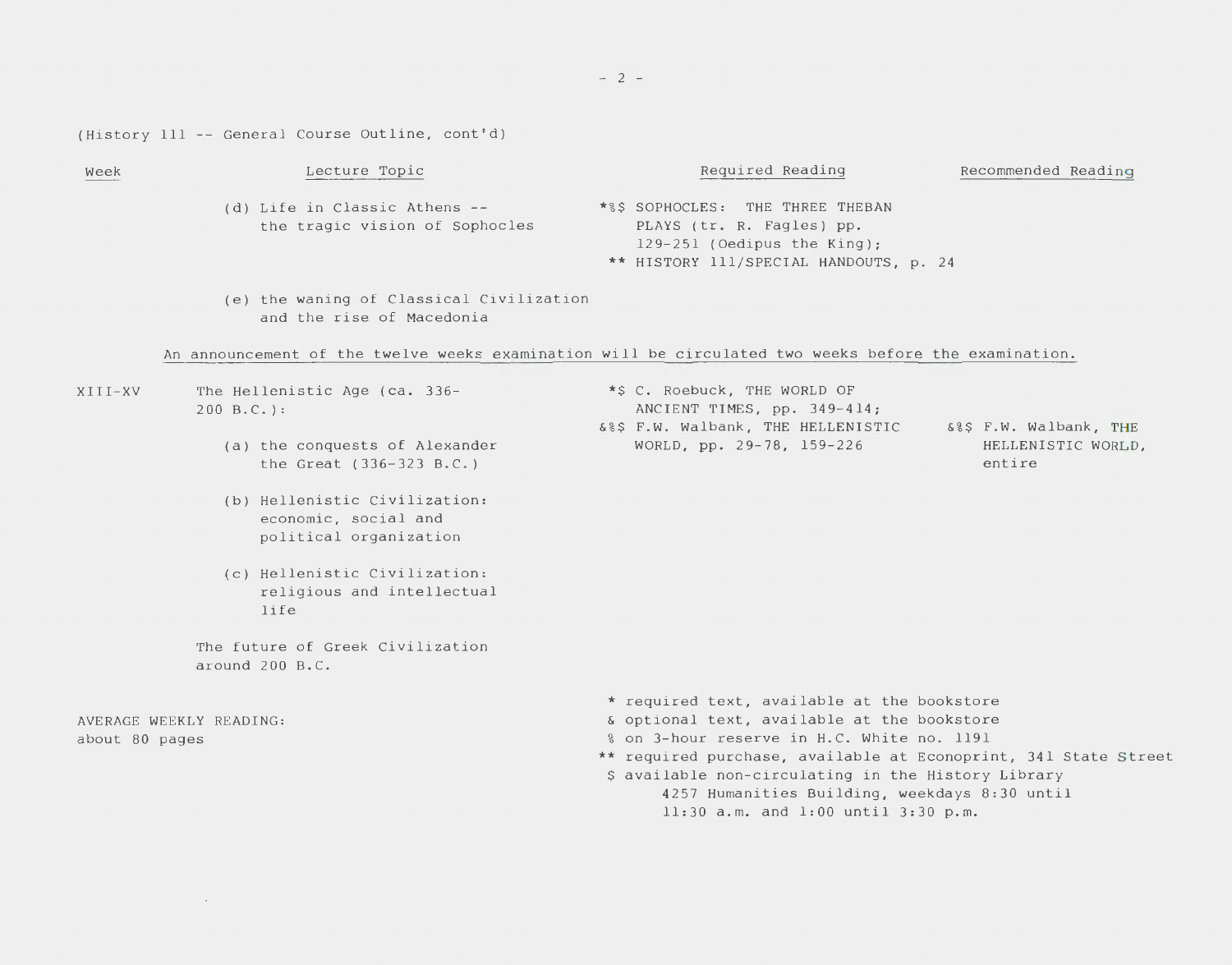(History 111 -- General Course Outline, cont'd)

| Week | Lecture Topic | Required Reading | Recommended Reading |
|---|---|---|---|
| | (d) Life in Classic Athens -- the tragic vision of Sophocles | *%$ SOPHOCLES: THE THREE THEBAN PLAYS (tr. R. Fagles) pp. 129-251 (Oedipus the King); ** HISTORY 111/SPECIAL HANDOUTS, p. 24 | |
| | (e) the waning of Classical Civilization and the rise of Macedonia | | |

<u>An announcement of the twelve weeks examination will be circulated two weeks before the examination.</u>

| Week | Lecture Topic | Required Reading | Recommended Reading |
|---|---|---|---|
| XIII-XV | The Hellenistic Age (ca. 336-200 B.C.): | *$ C. Roebuck, THE WORLD OF ANCIENT TIMES, pp. 349-414; &%$ F.W. Walbank, THE HELLENISTIC WORLD, pp. 29-78, 159-226 | &%$ F.W. Walbank, THE HELLENISTIC WORLD, entire |
| | (a) the conquests of Alexander the Great (336-323 B.C.) | | |
| | (b) Hellenistic Civilization: economic, social and political organization | | |
| | (c) Hellenistic Civilization: religious and intellectual life | | |
| | The future of Greek Civilization around 200 B.C. | | |

AVERAGE WEEKLY READING:
about 80 pages

* required text, available at the bookstore
& optional text, available at the bookstore
% on 3-hour reserve in H.C. White no. 1191
** required purchase, available at Econoprint, 341 State Street
$ available non-circulating in the History Library 4257 Humanities Building, weekdays 8:30 until 11:30 a.m. and 1:00 until 3:30 p.m.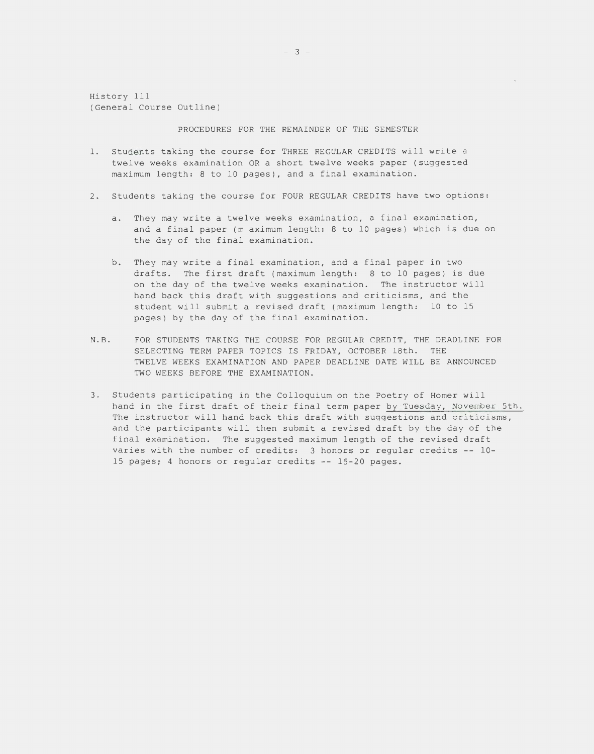History 111
(General Course Outline)

## PROCEDURES FOR THE REMAINDER OF THE SEMESTER

1. Students taking the course for THREE REGULAR CREDITS will write a twelve weeks examination OR a short twelve weeks paper (suggested maximum length: 8 to 10 pages), and a final examination.

2. Students taking the course for FOUR REGULAR CREDITS have two options:

   a. They may write a twelve weeks examination, a final examination, and a final paper (m aximum length: 8 to 10 pages) which is due on the day of the final examination.

   b. They may write a final examination, and a final paper in two drafts. The first draft (maximum length: 8 to 10 pages) is due on the day of the twelve weeks examination. The instructor will hand back this draft with suggestions and criticisms, and the student will submit a revised draft (maximum length: 10 to 15 pages) by the day of the final examination.

N.B. FOR STUDENTS TAKING THE COURSE FOR REGULAR CREDIT, THE DEADLINE FOR SELECTING TERM PAPER TOPICS IS FRIDAY, OCTOBER 18th. THE TWELVE WEEKS EXAMINATION AND PAPER DEADLINE DATE WILL BE ANNOUNCED TWO WEEKS BEFORE THE EXAMINATION.

3. Students participating in the Colloquium on the Poetry of Homer will hand in the first draft of their final term paper by Tuesday, November 5th. The instructor will hand back this draft with suggestions and criticisms, and the participants will then submit a revised draft by the day of the final examination. The suggested maximum length of the revised draft varies with the number of credits: 3 honors or regular credits -- 10-15 pages; 4 honors or regular credits -- 15-20 pages.